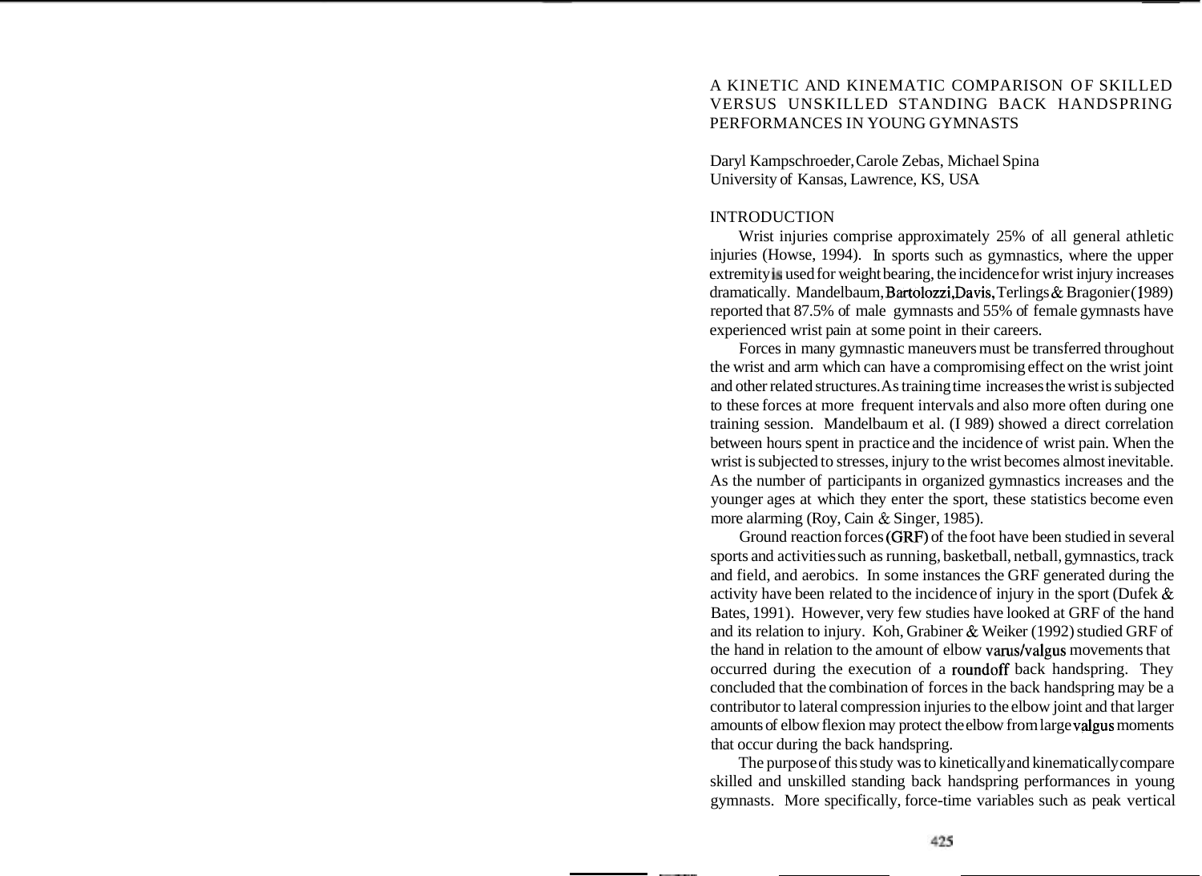# A KINETIC AND KINEMATIC COMPARISON OF SKILLED VERSUS UNSKILLED STANDING BACK HANDSPRING PERFORMANCES IN YOUNG GYMNASTS

Daryl Kampschroeder, Carole Zebas, Michael Spina
University of Kansas, Lawrence, KS, USA

## INTRODUCTION

Wrist injuries comprise approximately 25% of all general athletic injuries (Howse, 1994). In sports such as gymnastics, where the upper extremity is used for weight bearing, the incidence for wrist injury increases dramatically. Mandelbaum, Bartolozzi, Davis, Terlings & Bragonier (1989) reported that 87.5% of male gymnasts and 55% of female gymnasts have experienced wrist pain at some point in their careers.

Forces in many gymnastic maneuvers must be transferred throughout the wrist and arm which can have a compromising effect on the wrist joint and other related structures. As training time increases the wrist is subjected to these forces at more frequent intervals and also more often during one training session. Mandelbaum et al. (I 989) showed a direct correlation between hours spent in practice and the incidence of wrist pain. When the wrist is subjected to stresses, injury to the wrist becomes almost inevitable. As the number of participants in organized gymnastics increases and the younger ages at which they enter the sport, these statistics become even more alarming (Roy, Cain & Singer, 1985).

Ground reaction forces (GRF) of the foot have been studied in several sports and activities such as running, basketball, netball, gymnastics, track and field, and aerobics. In some instances the GRF generated during the activity have been related to the incidence of injury in the sport (Dufek & Bates, 1991). However, very few studies have looked at GRF of the hand and its relation to injury. Koh, Grabiner & Weiker (1992) studied GRF of the hand in relation to the amount of elbow varus/valgus movements that occurred during the execution of a roundoff back handspring. They concluded that the combination of forces in the back handspring may be a contributor to lateral compression injuries to the elbow joint and that larger amounts of elbow flexion may protect the elbow from large valgus moments that occur during the back handspring.

The purpose of this study was to kinetically and kinematically compare skilled and unskilled standing back handspring performances in young gymnasts. More specifically, force-time variables such as peak vertical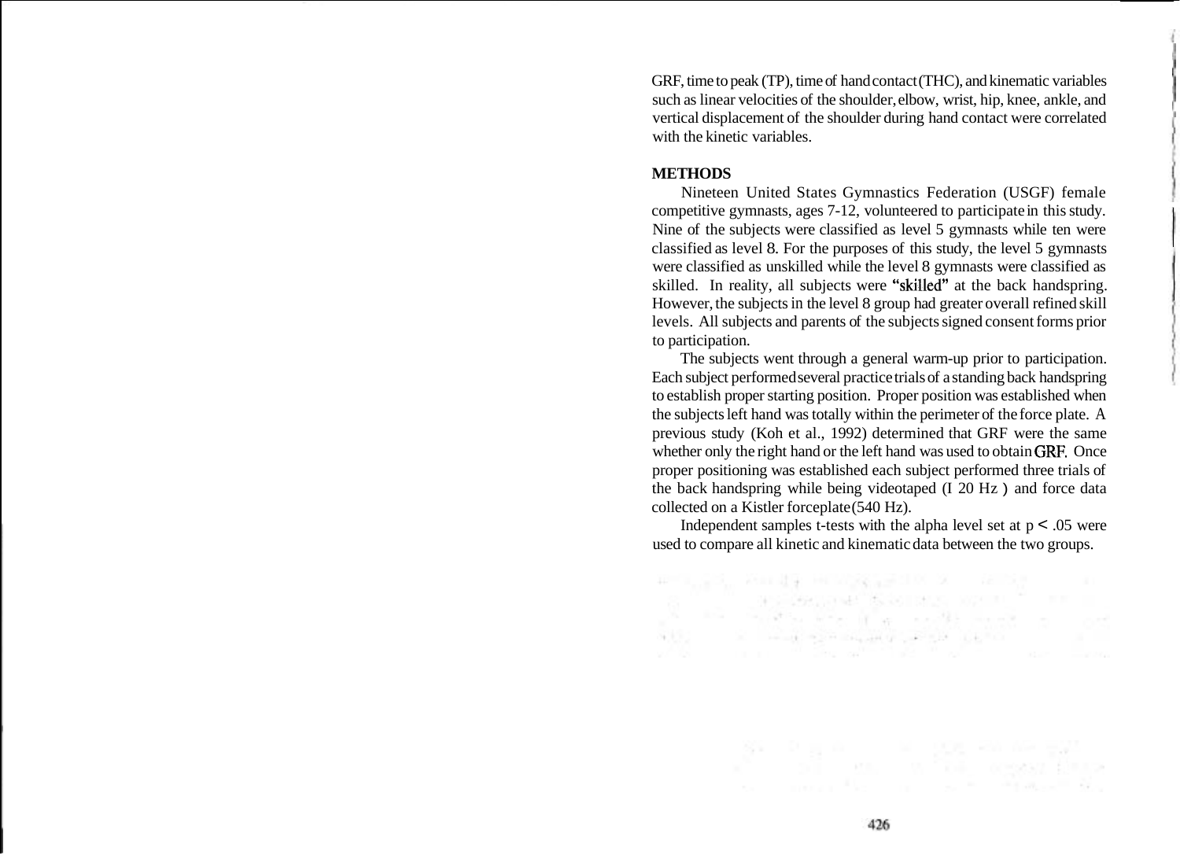GRF, time to peak (TP), time of hand contact (THC), and kinematic variables such as linear velocities of the shoulder, elbow, wrist, hip, knee, ankle, and vertical displacement of the shoulder during hand contact were correlated with the kinetic variables.

## METHODS

Nineteen United States Gymnastics Federation (USGF) female competitive gymnasts, ages 7-12, volunteered to participate in this study. Nine of the subjects were classified as level 5 gymnasts while ten were classified as level 8. For the purposes of this study, the level 5 gymnasts were classified as unskilled while the level 8 gymnasts were classified as skilled. In reality, all subjects were "skilled" at the back handspring. However, the subjects in the level 8 group had greater overall refined skill levels. All subjects and parents of the subjects signed consent forms prior to participation.

The subjects went through a general warm-up prior to participation. Each subject performed several practice trials of a standing back handspring to establish proper starting position. Proper position was established when the subjects left hand was totally within the perimeter of the force plate. A previous study (Koh et al., 1992) determined that GRF were the same whether only the right hand or the left hand was used to obtain GRF. Once proper positioning was established each subject performed three trials of the back handspring while being videotaped (I 20 Hz ) and force data collected on a Kistler forceplate (540 Hz).

Independent samples t-tests with the alpha level set at $p < .05$ were used to compare all kinetic and kinematic data between the two groups.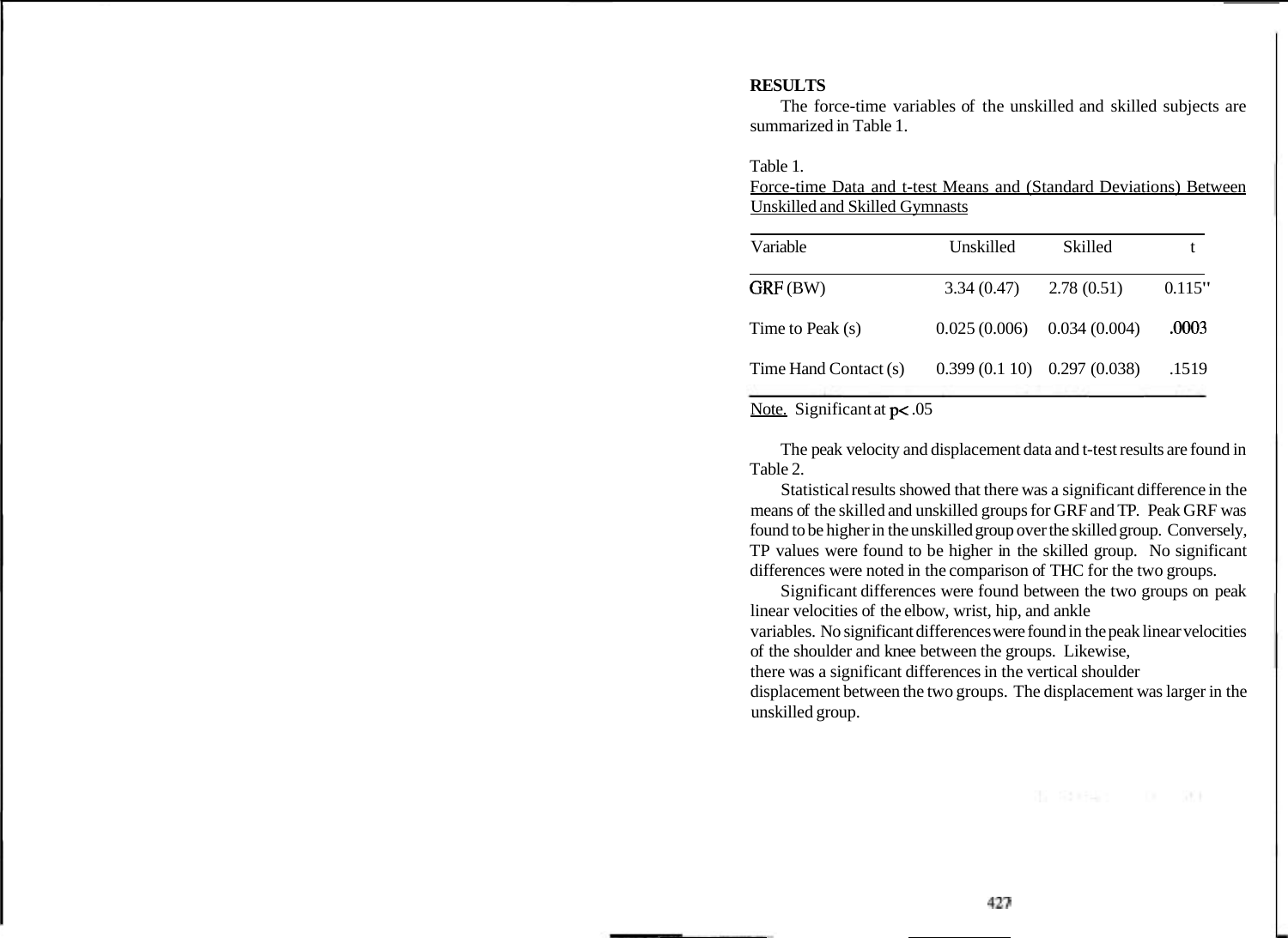## RESULTS

The force-time variables of the unskilled and skilled subjects are summarized in Table 1.

Table 1.
Force-time Data and t-test Means and (Standard Deviations) Between Unskilled and Skilled Gymnasts

| Variable | Unskilled | Skilled | t |
|---|---|---|---|
| GRF (BW) | 3.34 (0.47) | 2.78 (0.51) | 0.115" |
| Time to Peak (s) | 0.025 (0.006) | 0.034 (0.004) | .0003 |
| Time Hand Contact (s) | 0.399 (0.1 10) | 0.297 (0.038) | .1519 |

Note. Significant at $p < .05$

The peak velocity and displacement data and t-test results are found in Table 2.

Statistical results showed that there was a significant difference in the means of the skilled and unskilled groups for GRF and TP. Peak GRF was found to be higher in the unskilled group over the skilled group. Conversely, TP values were found to be higher in the skilled group. No significant differences were noted in the comparison of THC for the two groups.

Significant differences were found between the two groups on peak linear velocities of the elbow, wrist, hip, and ankle variables. No significant differences were found in the peak linear velocities of the shoulder and knee between the groups. Likewise, there was a significant differences in the vertical shoulder displacement between the two groups. The displacement was larger in the unskilled group.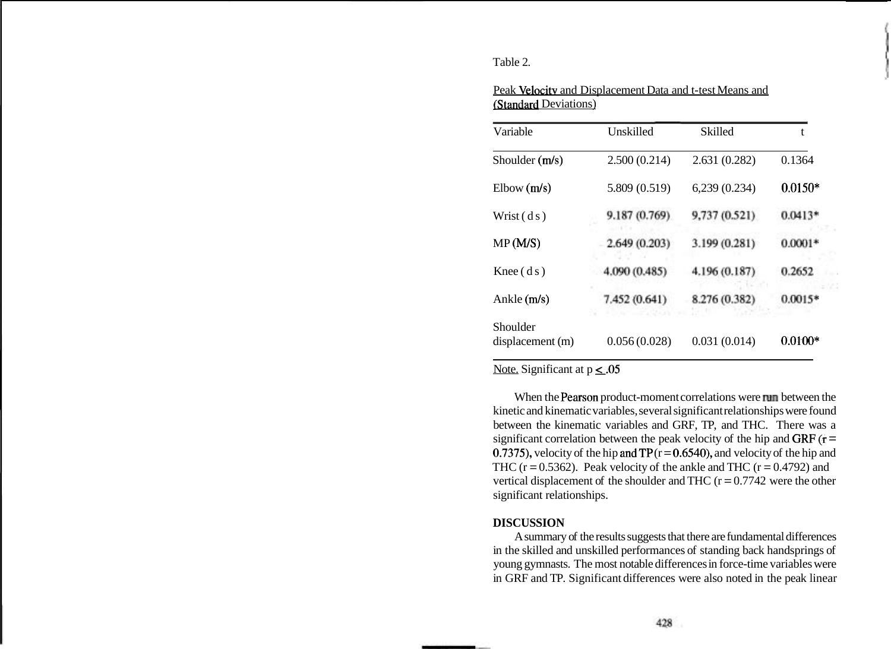Table 2.

Peak Velocity and Displacement Data and t-test Means and (Standard Deviations)

| Variable | Unskilled | Skilled | t |
|---|---|---|---|
| Shoulder (m/s) | 2.500 (0.214) | 2.631 (0.282) | 0.1364 |
| Elbow (m/s) | 5.809 (0.519) | 6,239 (0.234) | 0.0150* |
| Wrist ( d s ) | 9.187 (0.769) | 9,737 (0.521) | 0.0413* |
| MP (M/S) | 2.649 (0.203) | 3.199 (0.281) | 0.0001* |
| Knee ( d s ) | 4.090 (0.485) | 4.196 (0.187) | 0.2652 |
| Ankle (m/s) | 7.452 (0.641) | 8.276 (0.382) | 0.0015* |
| Shoulder displacement (m) | 0.056 (0.028) | 0.031 (0.014) | 0.0100* |

Note. Significant at $p \leq .05$

When the Pearson product-moment correlations were run between the kinetic and kinematic variables, several significant relationships were found between the kinematic variables and GRF, TP, and THC. There was a significant correlation between the peak velocity of the hip and GRF ($r = 0.7375$), velocity of the hip and TP ($r = 0.6540$), and velocity of the hip and THC ($r = 0.5362$). Peak velocity of the ankle and THC ($r = 0.4792$) and vertical displacement of the shoulder and THC ($r = 0.7742$ were the other significant relationships.

**DISCUSSION**

A summary of the results suggests that there are fundamental differences in the skilled and unskilled performances of standing back handsprings of young gymnasts. The most notable differences in force-time variables were in GRF and TP. Significant differences were also noted in the peak linear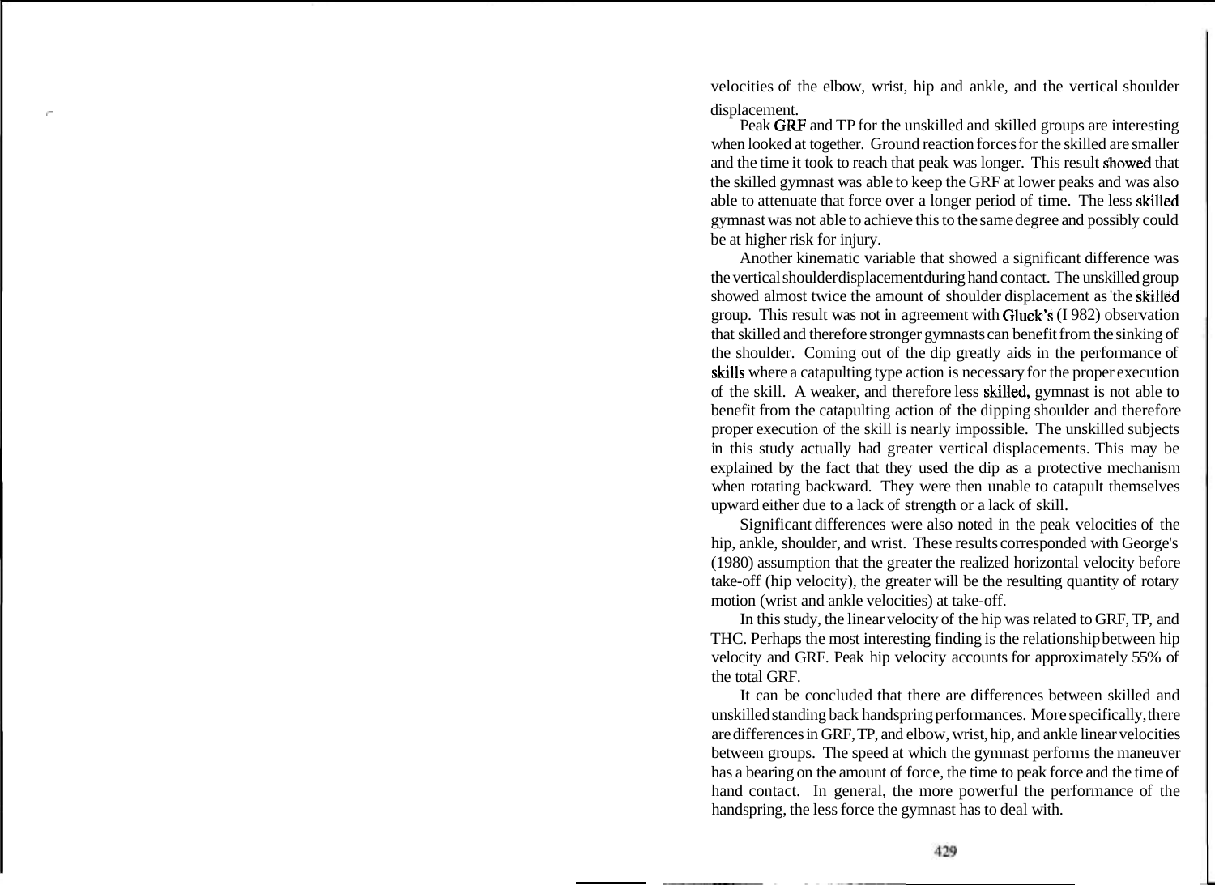velocities of the elbow, wrist, hip and ankle, and the vertical shoulder displacement.

Peak GRF and TP for the unskilled and skilled groups are interesting when looked at together. Ground reaction forces for the skilled are smaller and the time it took to reach that peak was longer. This result showed that the skilled gymnast was able to keep the GRF at lower peaks and was also able to attenuate that force over a longer period of time. The less skilled gymnast was not able to achieve this to the same degree and possibly could be at higher risk for injury.

Another kinematic variable that showed a significant difference was the vertical shoulder displacement during hand contact. The unskilled group showed almost twice the amount of shoulder displacement as 'the skilled group. This result was not in agreement with Gluck's (I 982) observation that skilled and therefore stronger gymnasts can benefit from the sinking of the shoulder. Coming out of the dip greatly aids in the performance of skills where a catapulting type action is necessary for the proper execution of the skill. A weaker, and therefore less skilled, gymnast is not able to benefit from the catapulting action of the dipping shoulder and therefore proper execution of the skill is nearly impossible. The unskilled subjects in this study actually had greater vertical displacements. This may be explained by the fact that they used the dip as a protective mechanism when rotating backward. They were then unable to catapult themselves upward either due to a lack of strength or a lack of skill.

Significant differences were also noted in the peak velocities of the hip, ankle, shoulder, and wrist. These results corresponded with George's (1980) assumption that the greater the realized horizontal velocity before take-off (hip velocity), the greater will be the resulting quantity of rotary motion (wrist and ankle velocities) at take-off.

In this study, the linear velocity of the hip was related to GRF, TP, and THC. Perhaps the most interesting finding is the relationship between hip velocity and GRF. Peak hip velocity accounts for approximately 55% of the total GRF.

It can be concluded that there are differences between skilled and unskilled standing back handspring performances. More specifically, there are differences in GRF, TP, and elbow, wrist, hip, and ankle linear velocities between groups. The speed at which the gymnast performs the maneuver has a bearing on the amount of force, the time to peak force and the time of hand contact. In general, the more powerful the performance of the handspring, the less force the gymnast has to deal with.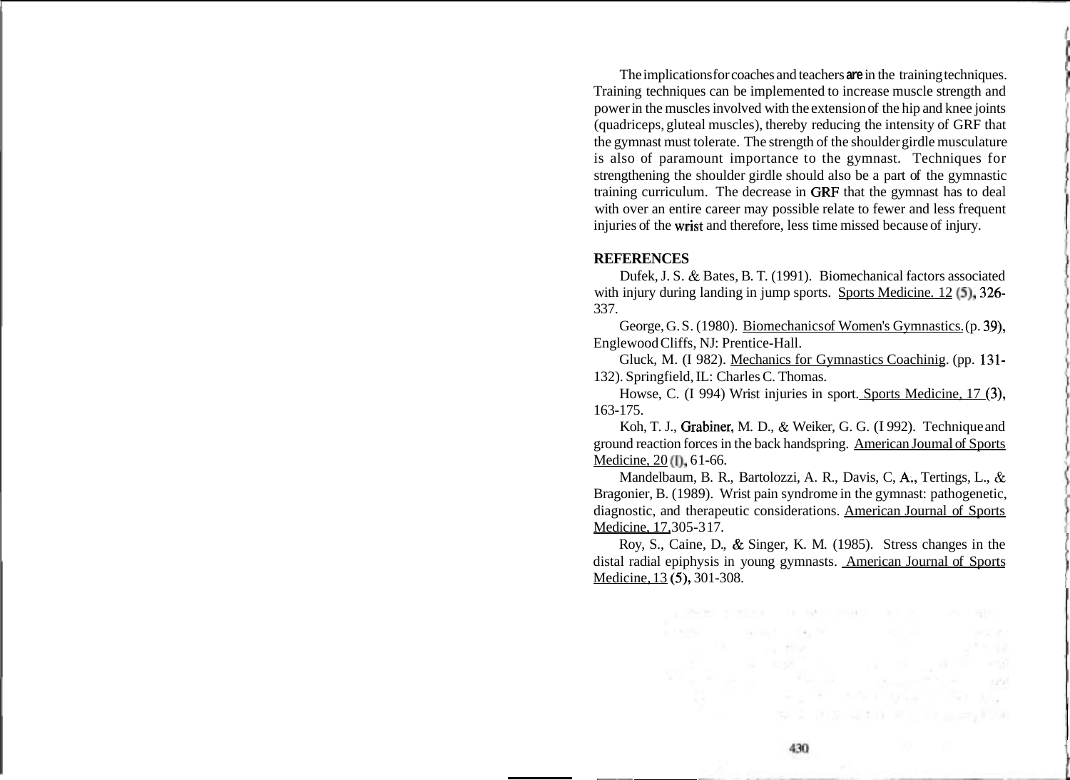The implications for coaches and teachers are in the training techniques. Training techniques can be implemented to increase muscle strength and power in the muscles involved with the extension of the hip and knee joints (quadriceps, gluteal muscles), thereby reducing the intensity of GRF that the gymnast must tolerate. The strength of the shoulder girdle musculature is also of paramount importance to the gymnast. Techniques for strengthening the shoulder girdle should also be a part of the gymnastic training curriculum. The decrease in GRF that the gymnast has to deal with over an entire career may possible relate to fewer and less frequent injuries of the wrist and therefore, less time missed because of injury.

## REFERENCES

Dufek, J. S. & Bates, B. T. (1991). Biomechanical factors associated with injury during landing in jump sports. Sports Medicine. 12 (5), 326-337.

George, G. S. (1980). Biomechanics of Women's Gymnastics. (p. 39), Englewood Cliffs, NJ: Prentice-Hall.

Gluck, M. (I 982). Mechanics for Gymnastics Coachinig. (pp. 131-132). Springfield, IL: Charles C. Thomas.

Howse, C. (I 994) Wrist injuries in sport. Sports Medicine, 17 (3), 163-175.

Koh, T. J., Grabiner, M. D., & Weiker, G. G. (I 992). Technique and ground reaction forces in the back handspring. American Joumal of Sports Medicine, 20 (I), 61-66.

Mandelbaum, B. R., Bartolozzi, A. R., Davis, C, A., Tertings, L., & Bragonier, B. (1989). Wrist pain syndrome in the gymnast: pathogenetic, diagnostic, and therapeutic considerations. American Journal of Sports Medicine, 17, 305-317.

Roy, S., Caine, D., & Singer, K. M. (1985). Stress changes in the distal radial epiphysis in young gymnasts. American Journal of Sports Medicine, 13 (5), 301-308.